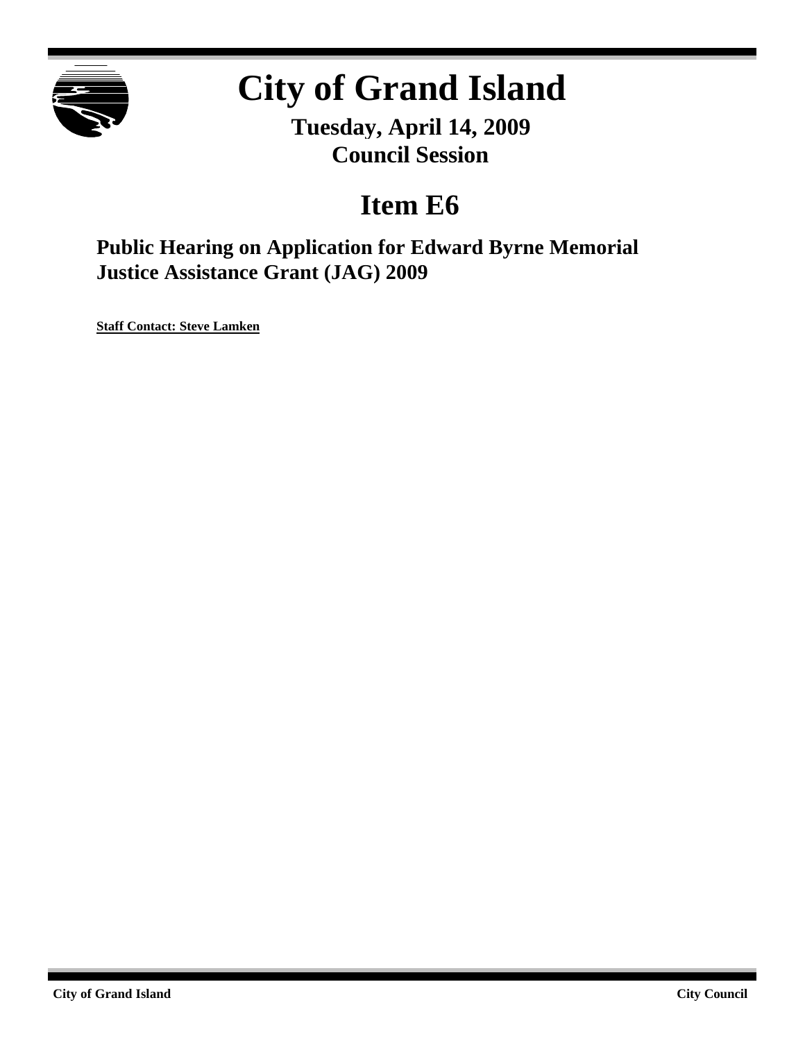# City of Grand Island

**Tuesday, April 14, 2009**
**Council Session**

## Item E6

### Public Hearing on Application for Edward Byrne Memorial Justice Assistance Grant (JAG) 2009

**Staff Contact: Steve Lamken**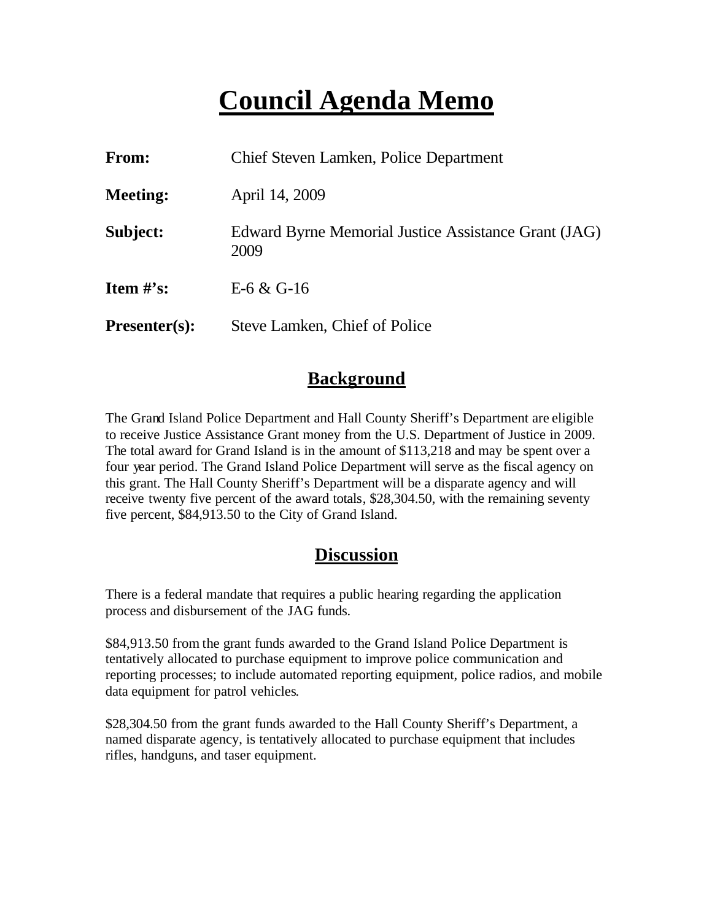# Council Agenda Memo

**From:** Chief Steven Lamken, Police Department

**Meeting:** April 14, 2009

**Subject:** Edward Byrne Memorial Justice Assistance Grant (JAG) 2009

**Item #'s:** E-6 & G-16

**Presenter(s):** Steve Lamken, Chief of Police

## Background

The Grand Island Police Department and Hall County Sheriff's Department are eligible to receive Justice Assistance Grant money from the U.S. Department of Justice in 2009. The total award for Grand Island is in the amount of $113,218 and may be spent over a four year period. The Grand Island Police Department will serve as the fiscal agency on this grant. The Hall County Sheriff's Department will be a disparate agency and will receive twenty five percent of the award totals, $28,304.50, with the remaining seventy five percent, $84,913.50 to the City of Grand Island.

## Discussion

There is a federal mandate that requires a public hearing regarding the application process and disbursement of the JAG funds.

$84,913.50 from the grant funds awarded to the Grand Island Police Department is tentatively allocated to purchase equipment to improve police communication and reporting processes; to include automated reporting equipment, police radios, and mobile data equipment for patrol vehicles.

$28,304.50 from the grant funds awarded to the Hall County Sheriff's Department, a named disparate agency, is tentatively allocated to purchase equipment that includes rifles, handguns, and taser equipment.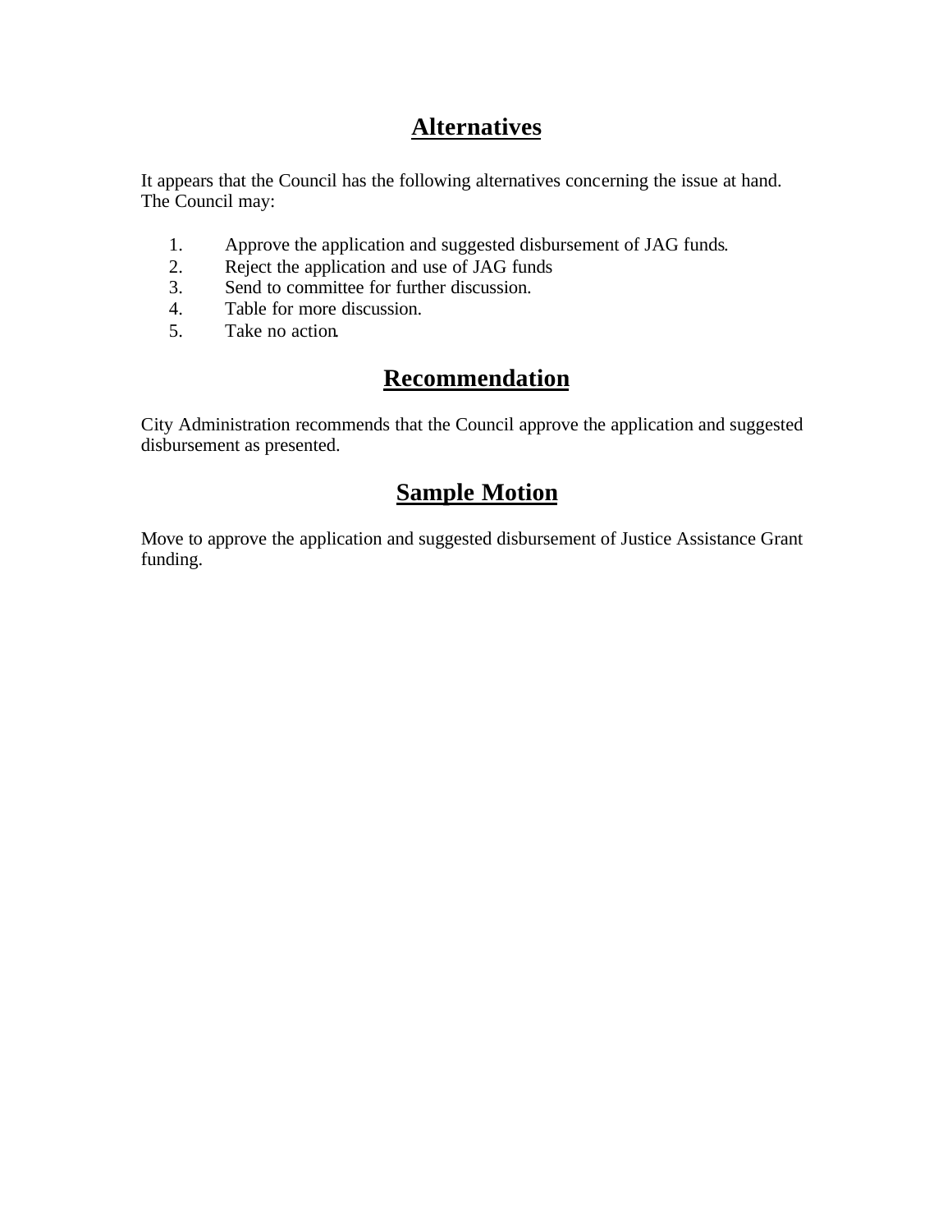## Alternatives

It appears that the Council has the following alternatives concerning the issue at hand. The Council may:

1. Approve the application and suggested disbursement of JAG funds.
2. Reject the application and use of JAG funds
3. Send to committee for further discussion.
4. Table for more discussion.
5. Take no action.

## Recommendation

City Administration recommends that the Council approve the application and suggested disbursement as presented.

## Sample Motion

Move to approve the application and suggested disbursement of Justice Assistance Grant funding.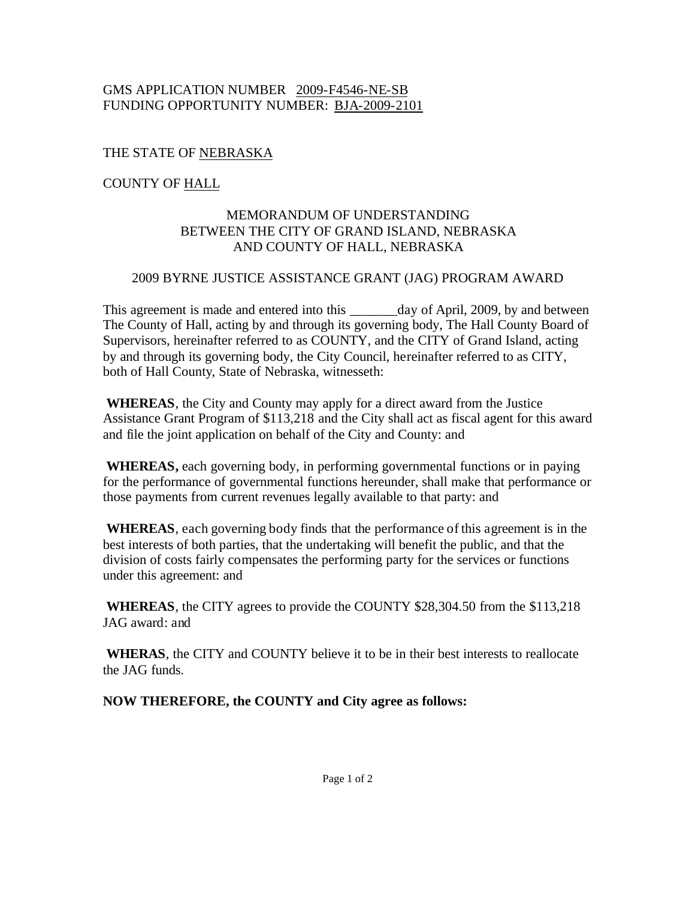GMS APPLICATION NUMBER <u>2009-F4546-NE-SB</u>
FUNDING OPPORTUNITY NUMBER: <u>BJA-2009-2101</u>

THE STATE OF <u>NEBRASKA</u>

COUNTY OF <u>HALL</u>

MEMORANDUM OF UNDERSTANDING
BETWEEN THE CITY OF GRAND ISLAND, NEBRASKA
AND COUNTY OF HALL, NEBRASKA

2009 BYRNE JUSTICE ASSISTANCE GRANT (JAG) PROGRAM AWARD

This agreement is made and entered into this _______day of April, 2009, by and between The County of Hall, acting by and through its governing body, The Hall County Board of Supervisors, hereinafter referred to as COUNTY, and the CITY of Grand Island, acting by and through its governing body, the City Council, hereinafter referred to as CITY, both of Hall County, State of Nebraska, witnesseth:

**WHEREAS**, the City and County may apply for a direct award from the Justice Assistance Grant Program of $113,218 and the City shall act as fiscal agent for this award and file the joint application on behalf of the City and County: and

**WHEREAS,** each governing body, in performing governmental functions or in paying for the performance of governmental functions hereunder, shall make that performance or those payments from current revenues legally available to that party: and

**WHEREAS**, each governing body finds that the performance of this agreement is in the best interests of both parties, that the undertaking will benefit the public, and that the division of costs fairly compensates the performing party for the services or functions under this agreement: and

**WHEREAS**, the CITY agrees to provide the COUNTY $28,304.50 from the $113,218 JAG award: and

**WHERAS**, the CITY and COUNTY believe it to be in their best interests to reallocate the JAG funds.

**NOW THEREFORE, the COUNTY and City agree as follows:**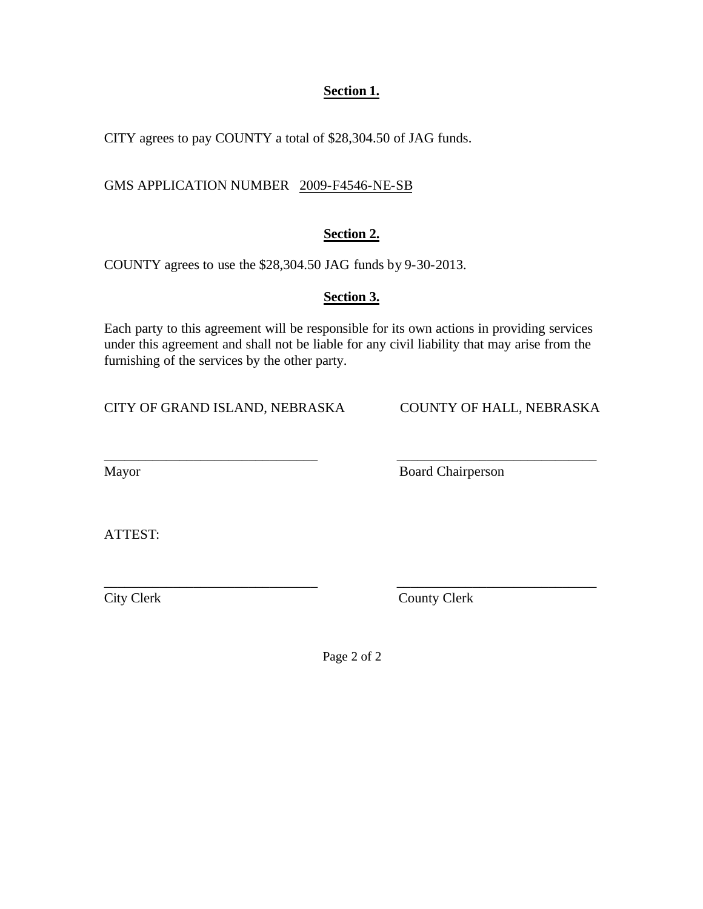**Section 1.**

CITY agrees to pay COUNTY a total of $28,304.50 of JAG funds.

GMS APPLICATION NUMBER 2009-F4546-NE-SB

**Section 2.**

COUNTY agrees to use the $28,304.50 JAG funds by 9-30-2013.

**Section 3.**

Each party to this agreement will be responsible for its own actions in providing services under this agreement and shall not be liable for any civil liability that may arise from the furnishing of the services by the other party.

CITY OF GRAND ISLAND, NEBRASKA

_______________________________
Mayor

COUNTY OF HALL, NEBRASKA

_______________________________
Board Chairperson

ATTEST:

_______________________________
City Clerk

_______________________________
County Clerk